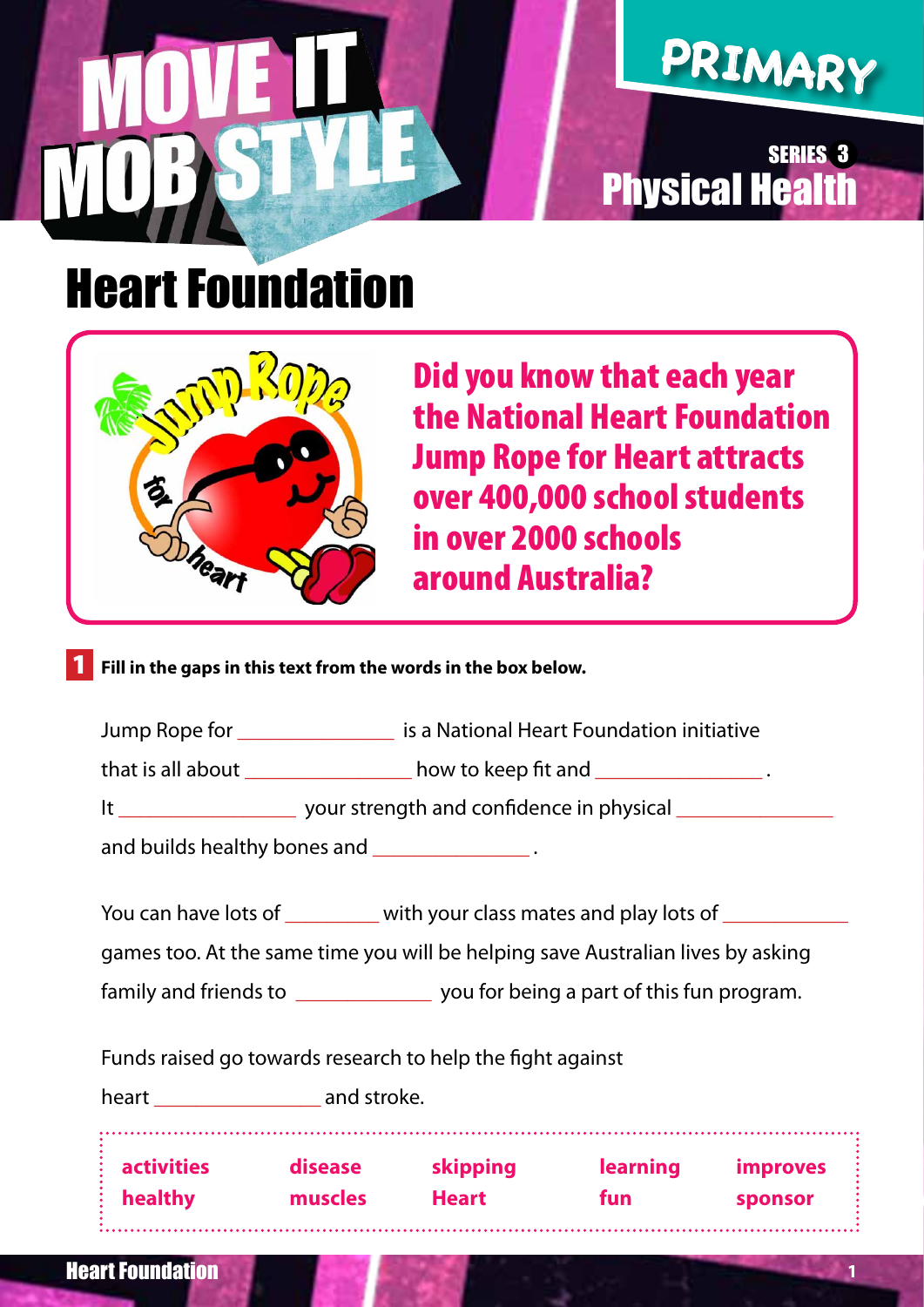# MOVE IT MOB STYLE

PRIMARY

SERIES 3
Physical Health

# Heart Foundation

**Did you know that each year the National Heart Foundation Jump Rope for Heart attracts over 400,000 school students in over 2000 schools around Australia?**

**1** **Fill in the gaps in this text from the words in the box below.**

Jump Rope for _______________ is a National Heart Foundation initiative that is all about _______________ how to keep fit and _______________ .
It _______________ your strength and confidence in physical _______________ and builds healthy bones and _______________ .

You can have lots of _________ with your class mates and play lots of ___________ games too. At the same time you will be helping save Australian lives by asking family and friends to ____________ you for being a part of this fun program.

Funds raised go towards research to help the fight against heart _______________ and stroke.

| | | | | |
|---|---|---|---|---|
| **activities** | **disease** | **skipping** | **learning** | **improves** |
| **healthy** | **muscles** | **Heart** | **fun** | **sponsor** |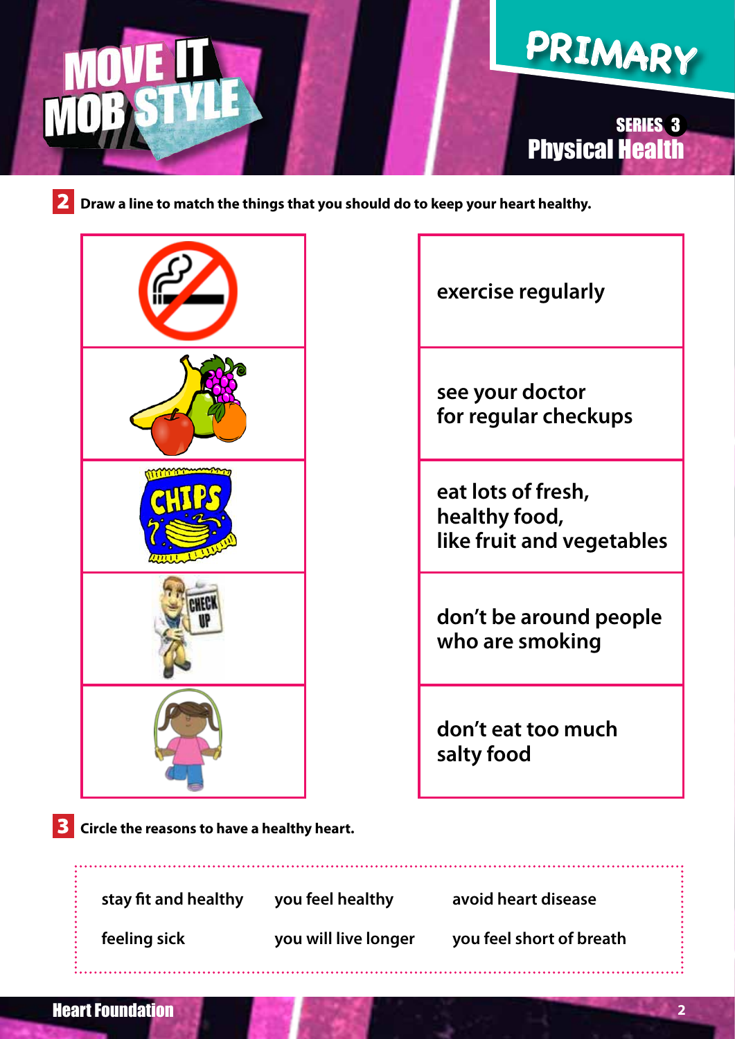# MOVE IT MOB STYLE

## PRIMARY

### SERIES 3 Physical Health

**2** **Draw a line to match the things that you should do to keep your heart healthy.**

| | |
|---|---|
| | exercise regularly |
| | see your doctor for regular checkups |
| CHIPS | eat lots of fresh, healthy food, like fruit and vegetables |
| CHECK UP | don't be around people who are smoking |
| | don't eat too much salty food |

**3** **Circle the reasons to have a healthy heart.**

| | | |
|---|---|---|
| stay fit and healthy | you feel healthy | avoid heart disease |
| feeling sick | you will live longer | you feel short of breath |

Heart Foundation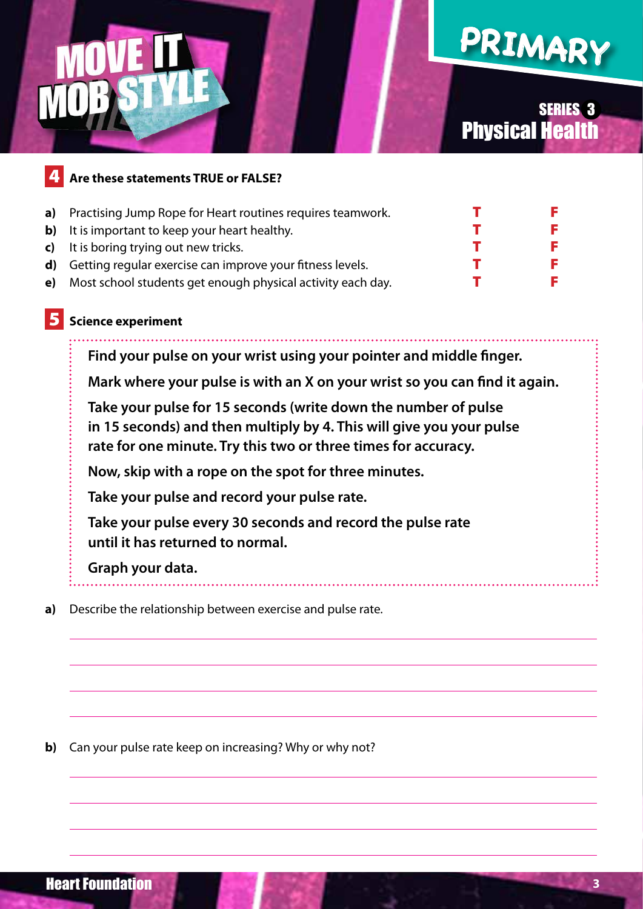## 4 Are these statements TRUE or FALSE?

| | Statement | | |
|---|---|---|---|
| a) | Practising Jump Rope for Heart routines requires teamwork. | T | F |
| b) | It is important to keep your heart healthy. | T | F |
| c) | It is boring trying out new tricks. | T | F |
| d) | Getting regular exercise can improve your fitness levels. | T | F |
| e) | Most school students get enough physical activity each day. | T | F |

## 5 Science experiment

**Find your pulse on your wrist using your pointer and middle finger.**

**Mark where your pulse is with an X on your wrist so you can find it again.**

**Take your pulse for 15 seconds (write down the number of pulse in 15 seconds) and then multiply by 4. This will give you your pulse rate for one minute. Try this two or three times for accuracy.**

**Now, skip with a rope on the spot for three minutes.**

**Take your pulse and record your pulse rate.**

**Take your pulse every 30 seconds and record the pulse rate until it has returned to normal.**

**Graph your data.**

**a)** Describe the relationship between exercise and pulse rate.

______________________________________________

______________________________________________

______________________________________________

______________________________________________

**b)** Can your pulse rate keep on increasing? Why or why not?

______________________________________________

______________________________________________

______________________________________________

______________________________________________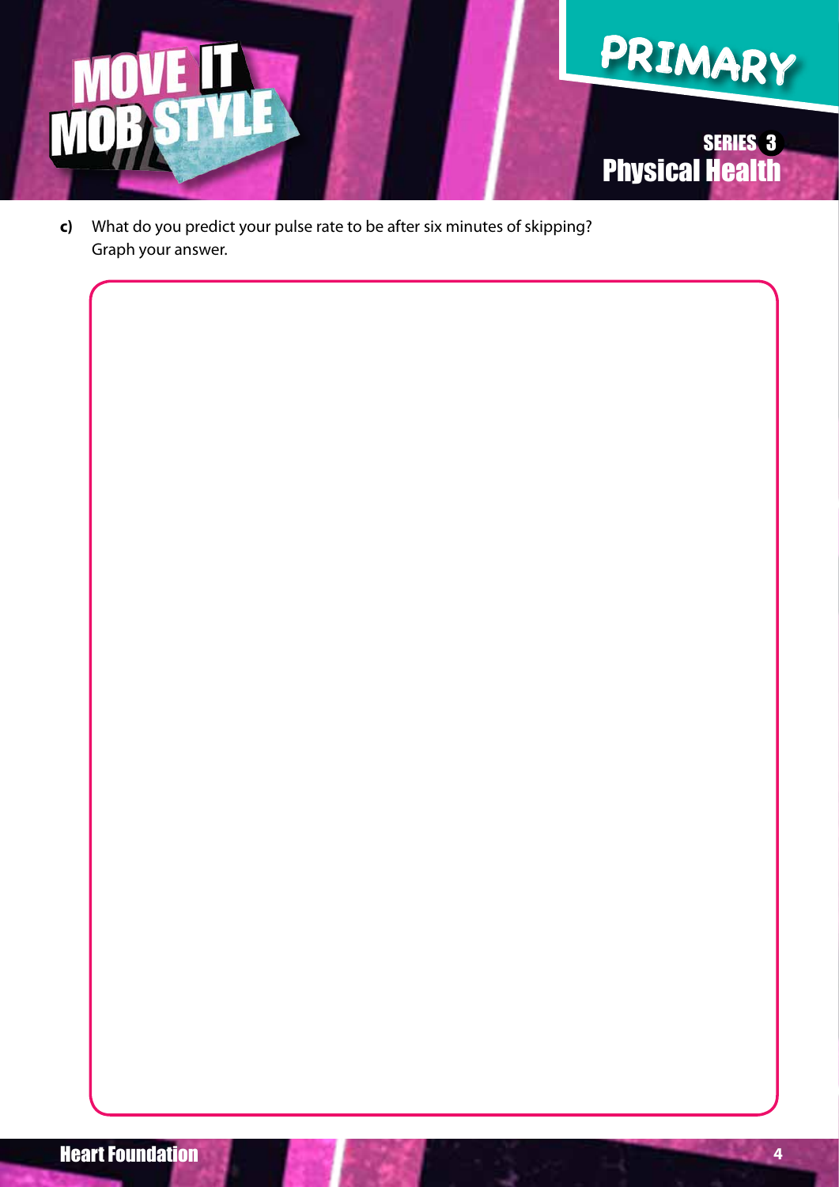**c)** What do you predict your pulse rate to be after six minutes of skipping? Graph your answer.